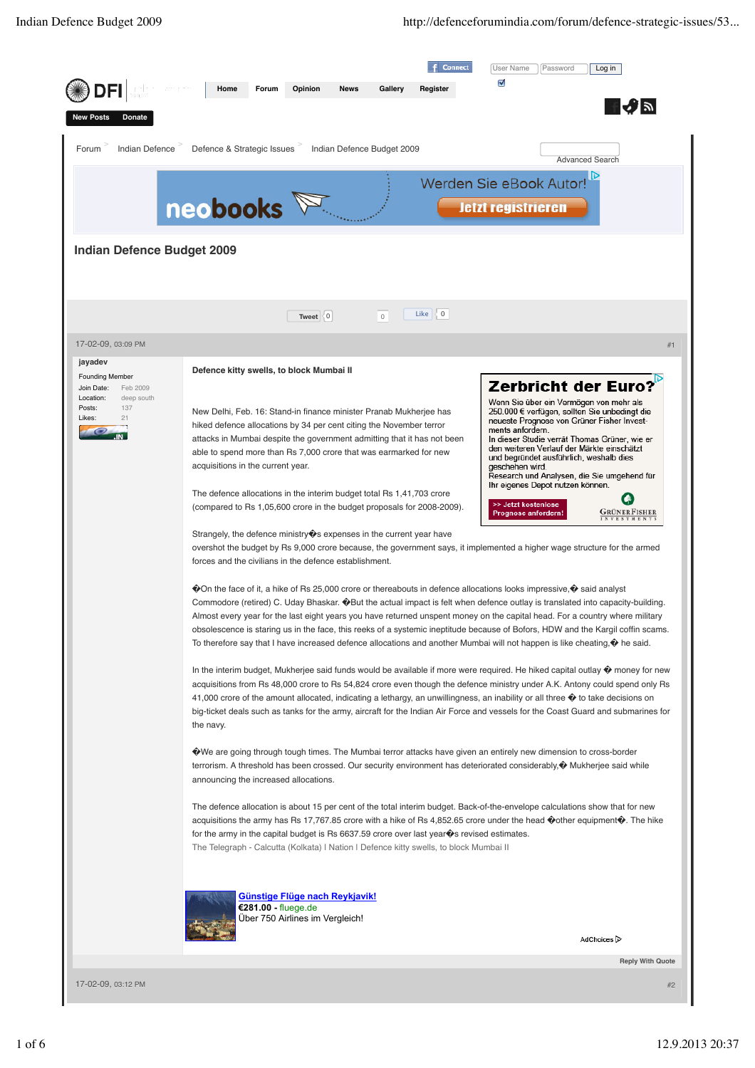Forum > Indian Defence > Defence & Strategic Issues > Indian Defence Budget 2009

# Indian Defence Budget 2009

17-02-09, 03:09 PM #1

**jayadev**
Founding Member
Join Date: Feb 2009
Location: deep south
Posts: 137
Likes: 21

**Defence kitty swells, to block Mumbai II**

New Delhi, Feb. 16: Stand-in finance minister Pranab Mukherjee has hiked defence allocations by 34 per cent citing the November terror attacks in Mumbai despite the government admitting that it has not been able to spend more than Rs 7,000 crore that was earmarked for new acquisitions in the current year.

The defence allocations in the interim budget total Rs 1,41,703 crore (compared to Rs 1,05,600 crore in the budget proposals for 2008-2009).

Strangely, the defence ministry�s expenses in the current year have overshot the budget by Rs 9,000 crore because, the government says, it implemented a higher wage structure for the armed forces and the civilians in the defence establishment.

�On the face of it, a hike of Rs 25,000 crore or thereabouts in defence allocations looks impressive,� said analyst Commodore (retired) C. Uday Bhaskar. �But the actual impact is felt when defence outlay is translated into capacity-building. Almost every year for the last eight years you have returned unspent money on the capital head. For a country where military obsolescence is staring us in the face, this reeks of a systemic ineptitude because of Bofors, HDW and the Kargil coffin scams. To therefore say that I have increased defence allocations and another Mumbai will not happen is like cheating,� he said.

In the interim budget, Mukherjee said funds would be available if more were required. He hiked capital outlay � money for new acquisitions from Rs 48,000 crore to Rs 54,824 crore even though the defence ministry under A.K. Antony could spend only Rs 41,000 crore of the amount allocated, indicating a lethargy, an unwillingness, an inability or all three � to take decisions on big-ticket deals such as tanks for the army, aircraft for the Indian Air Force and vessels for the Coast Guard and submarines for the navy.

�We are going through tough times. The Mumbai terror attacks have given an entirely new dimension to cross-border terrorism. A threshold has been crossed. Our security environment has deteriorated considerably,� Mukherjee said while announcing the increased allocations.

The defence allocation is about 15 per cent of the total interim budget. Back-of-the-envelope calculations show that for new acquisitions the army has Rs 17,767.85 crore with a hike of Rs 4,852.65 crore under the head �other equipment�. The hike for the army in the capital budget is Rs 6637.59 crore over last year�s revised estimates.

The Telegraph - Calcutta (Kolkata) | Nation | Defence kitty swells, to block Mumbai II

Reply With Quote

17-02-09, 03:12 PM #2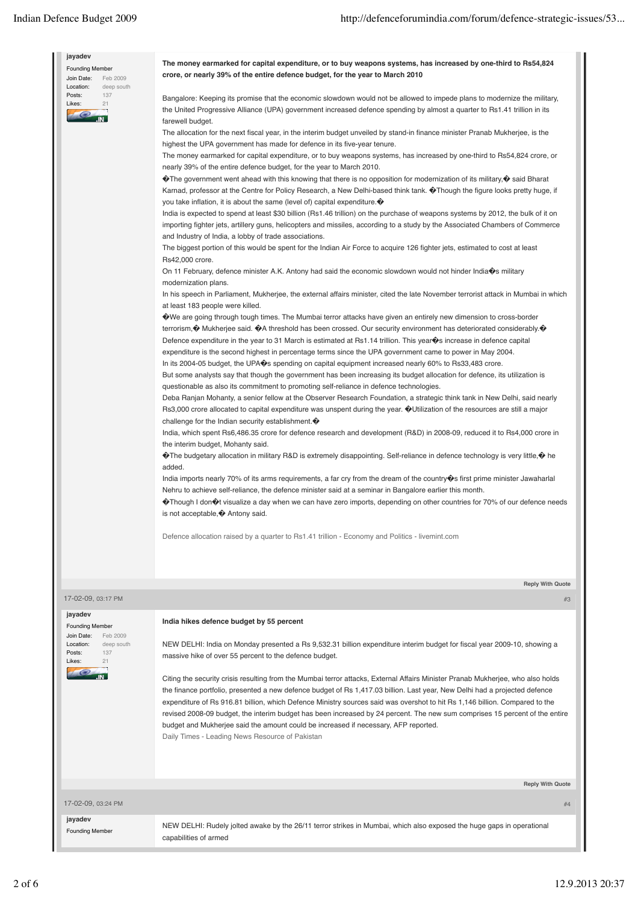**jayadev**
Founding Member
Join Date: Feb 2009
Location: deep south
Posts: 137
Likes: 21

**The money earmarked for capital expenditure, or to buy weapons systems, has increased by one-third to Rs54,824 crore, or nearly 39% of the entire defence budget, for the year to March 2010**

Bangalore: Keeping its promise that the economic slowdown would not be allowed to impede plans to modernize the military, the United Progressive Alliance (UPA) government increased defence spending by almost a quarter to Rs1.41 trillion in its farewell budget.
The allocation for the next fiscal year, in the interim budget unveiled by stand-in finance minister Pranab Mukherjee, is the highest the UPA government has made for defence in its five-year tenure.
The money earmarked for capital expenditure, or to buy weapons systems, has increased by one-third to Rs54,824 crore, or nearly 39% of the entire defence budget, for the year to March 2010.
�The government went ahead with this knowing that there is no opposition for modernization of its military,� said Bharat Karnad, professor at the Centre for Policy Research, a New Delhi-based think tank. �Though the figure looks pretty huge, if you take inflation, it is about the same (level of) capital expenditure.�
India is expected to spend at least $30 billion (Rs1.46 trillion) on the purchase of weapons systems by 2012, the bulk of it on importing fighter jets, artillery guns, helicopters and missiles, according to a study by the Associated Chambers of Commerce and Industry of India, a lobby of trade associations.
The biggest portion of this would be spent for the Indian Air Force to acquire 126 fighter jets, estimated to cost at least Rs42,000 crore.
On 11 February, defence minister A.K. Antony had said the economic slowdown would not hinder India�s military modernization plans.
In his speech in Parliament, Mukherjee, the external affairs minister, cited the late November terrorist attack in Mumbai in which at least 183 people were killed.
�We are going through tough times. The Mumbai terror attacks have given an entirely new dimension to cross-border terrorism,� Mukherjee said. �A threshold has been crossed. Our security environment has deteriorated considerably.�
Defence expenditure in the year to 31 March is estimated at Rs1.14 trillion. This year�s increase in defence capital expenditure is the second highest in percentage terms since the UPA government came to power in May 2004.
In its 2004-05 budget, the UPA�s spending on capital equipment increased nearly 60% to Rs33,483 crore.
But some analysts say that though the government has been increasing its budget allocation for defence, its utilization is questionable as also its commitment to promoting self-reliance in defence technologies.
Deba Ranjan Mohanty, a senior fellow at the Observer Research Foundation, a strategic think tank in New Delhi, said nearly Rs3,000 crore allocated to capital expenditure was unspent during the year. �Utilization of the resources are still a major challenge for the Indian security establishment.�
India, which spent Rs6,486.35 crore for defence research and development (R&D) in 2008-09, reduced it to Rs4,000 crore in the interim budget, Mohanty said.
�The budgetary allocation in military R&D is extremely disappointing. Self-reliance in defence technology is very little,� he added.
India imports nearly 70% of its arms requirements, a far cry from the dream of the country�s first prime minister Jawaharlal Nehru to achieve self-reliance, the defence minister said at a seminar in Bangalore earlier this month.
�Though I don�t visualize a day when we can have zero imports, depending on other countries for 70% of our defence needs is not acceptable,� Antony said.

Defence allocation raised by a quarter to Rs1.41 trillion - Economy and Politics - livemint.com

Reply With Quote

17-02-09, 03:17 PM #3

**jayadev**
Founding Member
Join Date: Feb 2009
Location: deep south
Posts: 137
Likes: 21

**India hikes defence budget by 55 percent**

NEW DELHI: India on Monday presented a Rs 9,532.31 billion expenditure interim budget for fiscal year 2009-10, showing a massive hike of over 55 percent to the defence budget.

Citing the security crisis resulting from the Mumbai terror attacks, External Affairs Minister Pranab Mukherjee, who also holds the finance portfolio, presented a new defence budget of Rs 1,417.03 billion. Last year, New Delhi had a projected defence expenditure of Rs 916.81 billion, which Defence Ministry sources said was overshot to hit Rs 1,146 billion. Compared to the revised 2008-09 budget, the interim budget has been increased by 24 percent. The new sum comprises 15 percent of the entire budget and Mukherjee said the amount could be increased if necessary, AFP reported.
Daily Times - Leading News Resource of Pakistan

Reply With Quote

17-02-09, 03:24 PM #4

**jayadev**
Founding Member

NEW DELHI: Rudely jolted awake by the 26/11 terror strikes in Mumbai, which also exposed the huge gaps in operational capabilities of armed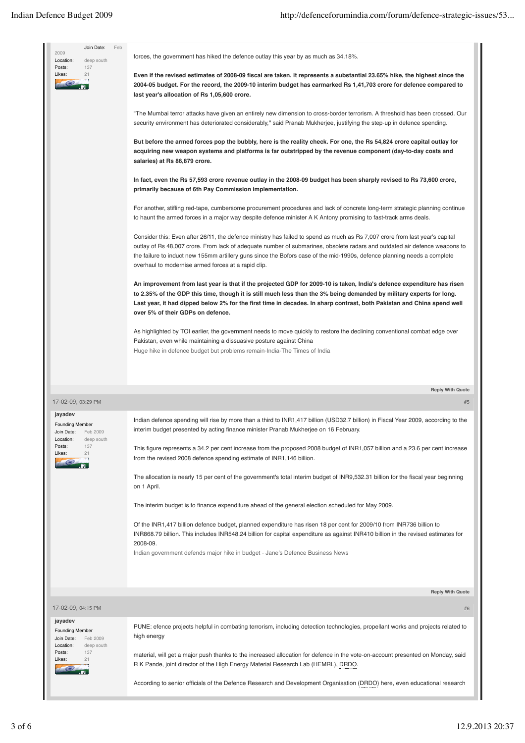Join Date: Feb 2009
Location: deep south
Posts: 137
Likes: 21

forces, the government has hiked the defence outlay this year by as much as 34.18%.

**Even if the revised estimates of 2008-09 fiscal are taken, it represents a substantial 23.65% hike, the highest since the 2004-05 budget. For the record, the 2009-10 interim budget has earmarked Rs 1,41,703 crore for defence compared to last year's allocation of Rs 1,05,600 crore.**

"The Mumbai terror attacks have given an entirely new dimension to cross-border terrorism. A threshold has been crossed. Our security environment has deteriorated considerably," said Pranab Mukherjee, justifying the step-up in defence spending.

**But before the armed forces pop the bubbly, here is the reality check. For one, the Rs 54,824 crore capital outlay for acquiring new weapon systems and platforms is far outstripped by the revenue component (day-to-day costs and salaries) at Rs 86,879 crore.**

**In fact, even the Rs 57,593 crore revenue outlay in the 2008-09 budget has been sharply revised to Rs 73,600 crore, primarily because of 6th Pay Commission implementation.**

For another, stifling red-tape, cumbersome procurement procedures and lack of concrete long-term strategic planning continue to haunt the armed forces in a major way despite defence minister A K Antony promising to fast-track arms deals.

Consider this: Even after 26/11, the defence ministry has failed to spend as much as Rs 7,007 crore from last year's capital outlay of Rs 48,007 crore. From lack of adequate number of submarines, obsolete radars and outdated air defence weapons to the failure to induct new 155mm artillery guns since the Bofors case of the mid-1990s, defence planning needs a complete overhaul to modernise armed forces at a rapid clip.

**An improvement from last year is that if the projected GDP for 2009-10 is taken, India's defence expenditure has risen to 2.35% of the GDP this time, though it is still much less than the 3% being demanded by military experts for long. Last year, it had dipped below 2% for the first time in decades. In sharp contrast, both Pakistan and China spend well over 5% of their GDPs on defence.**

As highlighted by TOI earlier, the government needs to move quickly to restore the declining conventional combat edge over Pakistan, even while maintaining a dissuasive posture against China

Huge hike in defence budget but problems remain-India-The Times of India

Reply With Quote

---

17-02-09, 03:29 PM #5

**jayadev**
Founding Member
Join Date: Feb 2009
Location: deep south
Posts: 137
Likes: 21

Indian defence spending will rise by more than a third to INR1,417 billion (USD32.7 billion) in Fiscal Year 2009, according to the interim budget presented by acting finance minister Pranab Mukherjee on 16 February.

This figure represents a 34.2 per cent increase from the proposed 2008 budget of INR1,057 billion and a 23.6 per cent increase from the revised 2008 defence spending estimate of INR1,146 billion.

The allocation is nearly 15 per cent of the government's total interim budget of INR9,532.31 billion for the fiscal year beginning on 1 April.

The interim budget is to finance expenditure ahead of the general election scheduled for May 2009.

Of the INR1,417 billion defence budget, planned expenditure has risen 18 per cent for 2009/10 from INR736 billion to INR868.79 billion. This includes INR548.24 billion for capital expenditure as against INR410 billion in the revised estimates for 2008-09.

Indian government defends major hike in budget - Jane's Defence Business News

Reply With Quote

---

17-02-09, 04:15 PM #6

**jayadev**
Founding Member
Join Date: Feb 2009
Location: deep south
Posts: 137
Likes: 21

PUNE: efence projects helpful in combating terrorism, including detection technologies, propellant works and projects related to high energy

material, will get a major push thanks to the increased allocation for defence in the vote-on-account presented on Monday, said R K Pande, joint director of the High Energy Material Research Lab (HEMRL), DRDO.

According to senior officials of the Defence Research and Development Organisation (DRDO) here, even educational research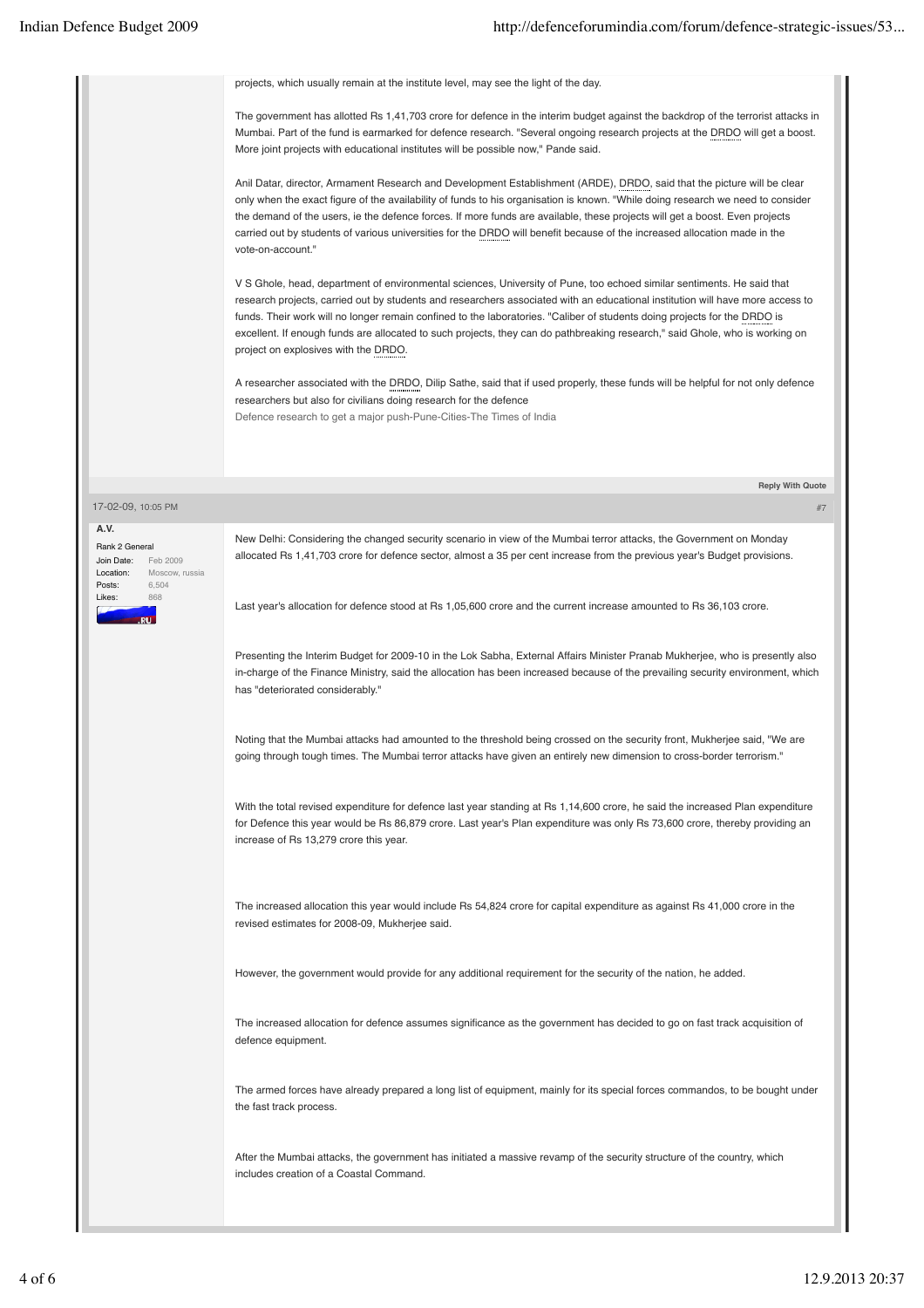projects, which usually remain at the institute level, may see the light of the day.

The government has allotted Rs 1,41,703 crore for defence in the interim budget against the backdrop of the terrorist attacks in Mumbai. Part of the fund is earmarked for defence research. "Several ongoing research projects at the DRDO will get a boost. More joint projects with educational institutes will be possible now," Pande said.

Anil Datar, director, Armament Research and Development Establishment (ARDE), DRDO, said that the picture will be clear only when the exact figure of the availability of funds to his organisation is known. "While doing research we need to consider the demand of the users, ie the defence forces. If more funds are available, these projects will get a boost. Even projects carried out by students of various universities for the DRDO will benefit because of the increased allocation made in the vote-on-account."

V S Ghole, head, department of environmental sciences, University of Pune, too echoed similar sentiments. He said that research projects, carried out by students and researchers associated with an educational institution will have more access to funds. Their work will no longer remain confined to the laboratories. "Caliber of students doing projects for the DRDO is excellent. If enough funds are allocated to such projects, they can do pathbreaking research," said Ghole, who is working on project on explosives with the DRDO.

A researcher associated with the DRDO, Dilip Sathe, said that if used properly, these funds will be helpful for not only defence researchers but also for civilians doing research for the defence

Defence research to get a major push-Pune-Cities-The Times of India

Reply With Quote

17-02-09, 10:05 PM #7

**A.V.**
Rank 2 General
Join Date: Feb 2009
Location: Moscow, russia
Posts: 6,504
Likes: 868

New Delhi: Considering the changed security scenario in view of the Mumbai terror attacks, the Government on Monday allocated Rs 1,41,703 crore for defence sector, almost a 35 per cent increase from the previous year's Budget provisions.

Last year's allocation for defence stood at Rs 1,05,600 crore and the current increase amounted to Rs 36,103 crore.

Presenting the Interim Budget for 2009-10 in the Lok Sabha, External Affairs Minister Pranab Mukherjee, who is presently also in-charge of the Finance Ministry, said the allocation has been increased because of the prevailing security environment, which has "deteriorated considerably."

Noting that the Mumbai attacks had amounted to the threshold being crossed on the security front, Mukherjee said, "We are going through tough times. The Mumbai terror attacks have given an entirely new dimension to cross-border terrorism."

With the total revised expenditure for defence last year standing at Rs 1,14,600 crore, he said the increased Plan expenditure for Defence this year would be Rs 86,879 crore. Last year's Plan expenditure was only Rs 73,600 crore, thereby providing an increase of Rs 13,279 crore this year.

The increased allocation this year would include Rs 54,824 crore for capital expenditure as against Rs 41,000 crore in the revised estimates for 2008-09, Mukherjee said.

However, the government would provide for any additional requirement for the security of the nation, he added.

The increased allocation for defence assumes significance as the government has decided to go on fast track acquisition of defence equipment.

The armed forces have already prepared a long list of equipment, mainly for its special forces commandos, to be bought under the fast track process.

After the Mumbai attacks, the government has initiated a massive revamp of the security structure of the country, which includes creation of a Coastal Command.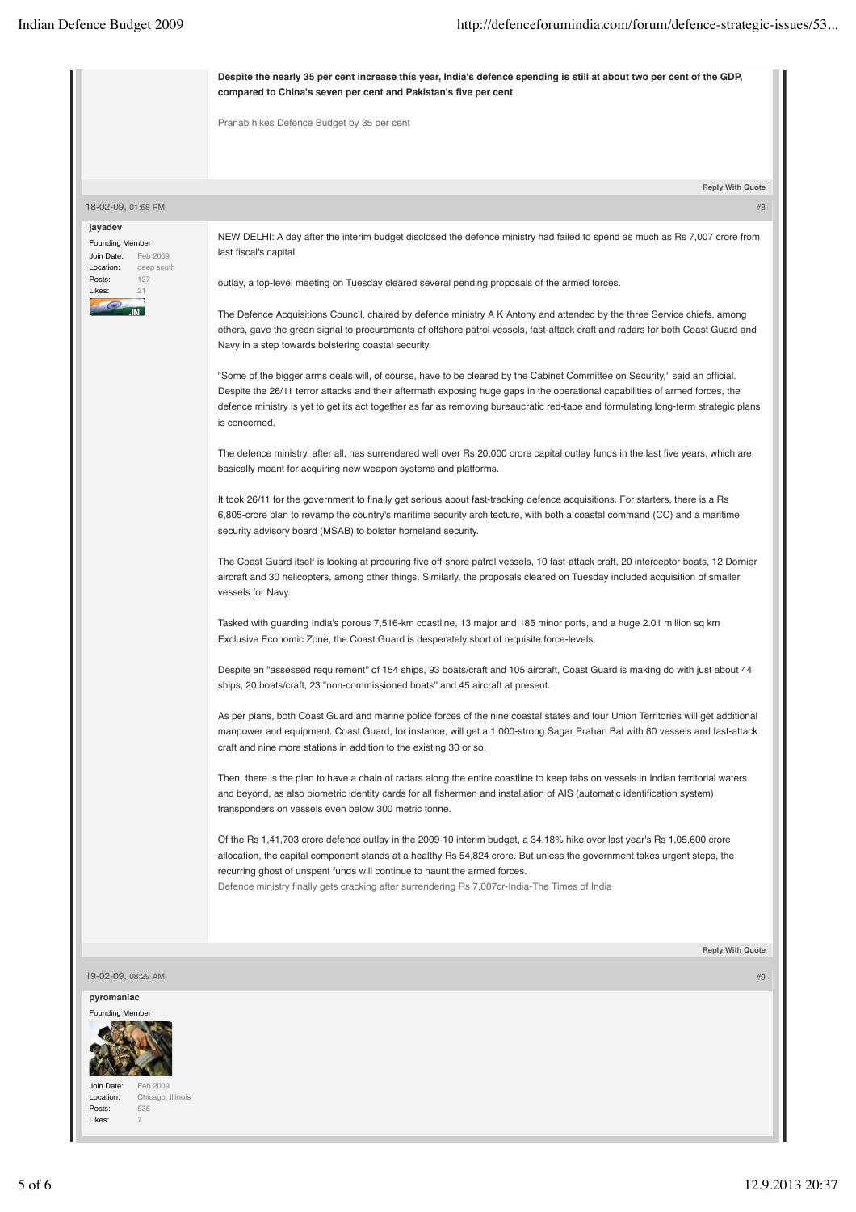**Despite the nearly 35 per cent increase this year, India's defence spending is still at about two per cent of the GDP, compared to China's seven per cent and Pakistan's five per cent**

Pranab hikes Defence Budget by 35 per cent

Reply With Quote

18-02-09, 01:58 PM #8

**jayadev**
Founding Member
Join Date: Feb 2009
Location: deep south
Posts: 137
Likes: 21

NEW DELHI: A day after the interim budget disclosed the defence ministry had failed to spend as much as Rs 7,007 crore from last fiscal's capital

outlay, a top-level meeting on Tuesday cleared several pending proposals of the armed forces.

The Defence Acquisitions Council, chaired by defence ministry A K Antony and attended by the three Service chiefs, among others, gave the green signal to procurements of offshore patrol vessels, fast-attack craft and radars for both Coast Guard and Navy in a step towards bolstering coastal security.

"Some of the bigger arms deals will, of course, have to be cleared by the Cabinet Committee on Security," said an official. Despite the 26/11 terror attacks and their aftermath exposing huge gaps in the operational capabilities of armed forces, the defence ministry is yet to get its act together as far as removing bureaucratic red-tape and formulating long-term strategic plans is concerned.

The defence ministry, after all, has surrendered well over Rs 20,000 crore capital outlay funds in the last five years, which are basically meant for acquiring new weapon systems and platforms.

It took 26/11 for the government to finally get serious about fast-tracking defence acquisitions. For starters, there is a Rs 6,805-crore plan to revamp the country's maritime security architecture, with both a coastal command (CC) and a maritime security advisory board (MSAB) to bolster homeland security.

The Coast Guard itself is looking at procuring five off-shore patrol vessels, 10 fast-attack craft, 20 interceptor boats, 12 Dornier aircraft and 30 helicopters, among other things. Similarly, the proposals cleared on Tuesday included acquisition of smaller vessels for Navy.

Tasked with guarding India's porous 7,516-km coastline, 13 major and 185 minor ports, and a huge 2.01 million sq km Exclusive Economic Zone, the Coast Guard is desperately short of requisite force-levels.

Despite an "assessed requirement" of 154 ships, 93 boats/craft and 105 aircraft, Coast Guard is making do with just about 44 ships, 20 boats/craft, 23 "non-commissioned boats" and 45 aircraft at present.

As per plans, both Coast Guard and marine police forces of the nine coastal states and four Union Territories will get additional manpower and equipment. Coast Guard, for instance, will get a 1,000-strong Sagar Prahari Bal with 80 vessels and fast-attack craft and nine more stations in addition to the existing 30 or so.

Then, there is the plan to have a chain of radars along the entire coastline to keep tabs on vessels in Indian territorial waters and beyond, as also biometric identity cards for all fishermen and installation of AIS (automatic identification system) transponders on vessels even below 300 metric tonne.

Of the Rs 1,41,703 crore defence outlay in the 2009-10 interim budget, a 34.18% hike over last year's Rs 1,05,600 crore allocation, the capital component stands at a healthy Rs 54,824 crore. But unless the government takes urgent steps, the recurring ghost of unspent funds will continue to haunt the armed forces.
Defence ministry finally gets cracking after surrendering Rs 7,007cr-India-The Times of India

Reply With Quote

19-02-09, 08:29 AM #9

**pyromaniac**
Founding Member
Join Date: Feb 2009
Location: Chicago, Illinois
Posts: 535
Likes: 7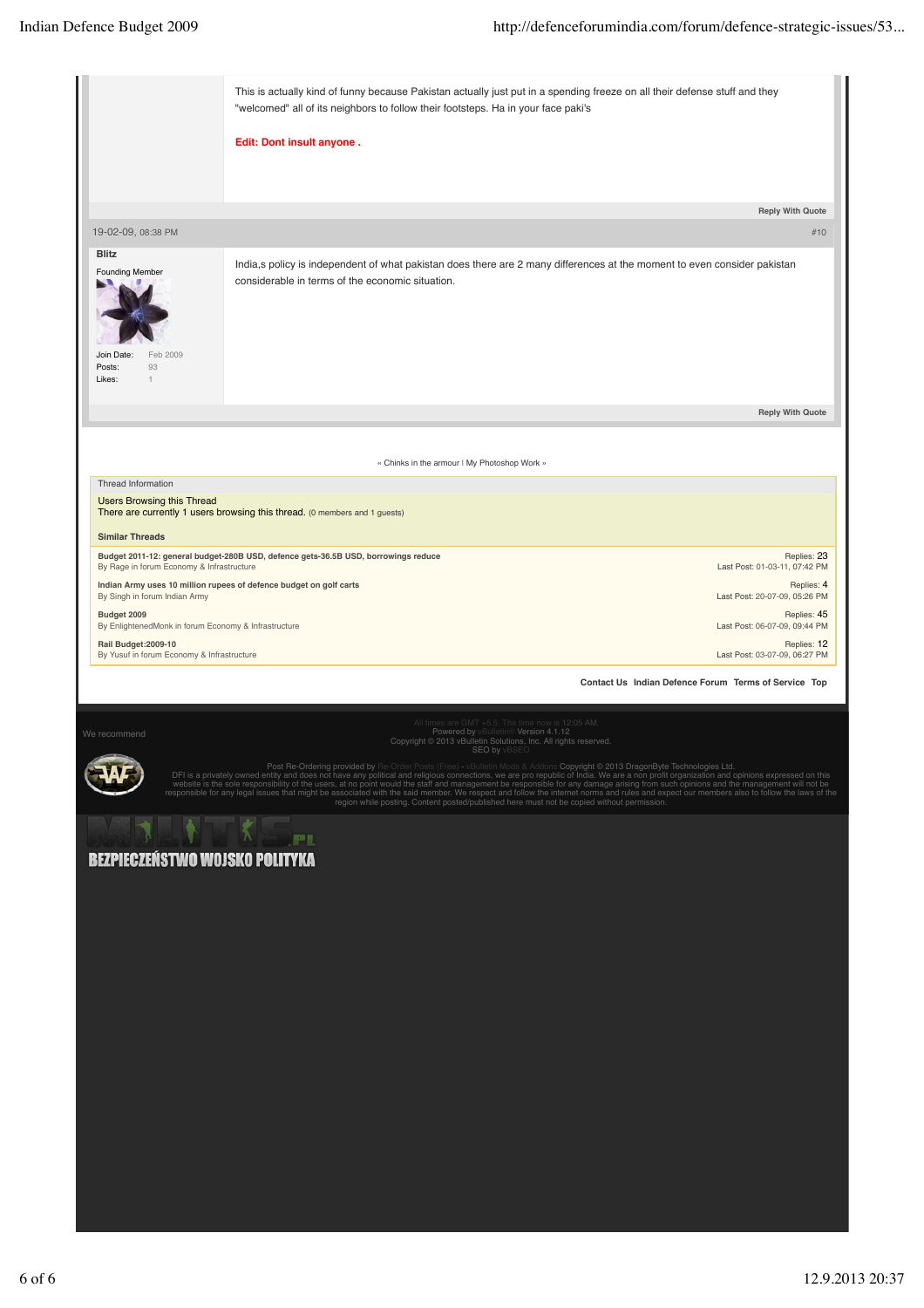This is actually kind of funny because Pakistan actually just put in a spending freeze on all their defense stuff and they "welcomed" all of its neighbors to follow their footsteps. Ha in your face paki's

**Edit: Dont insult anyone .**

Reply With Quote

19-02-09, 08:38 PM #10

**Blitz**

Founding Member

Join Date: Feb 2009
Posts: 93
Likes: 1

India,s policy is independent of what pakistan does there are 2 many differences at the moment to even consider pakistan considerable in terms of the economic situation.

Reply With Quote

« Chinks in the armour | My Photoshop Work »

Thread Information

Users Browsing this Thread

There are currently 1 users browsing this thread. (0 members and 1 guests)

**Similar Threads**

**Budget 2011-12: general budget-280B USD, defence gets-36.5B USD, borrowings reduce**
By Rage in forum Economy & Infrastructure
Replies: 23
Last Post: 01-03-11, 07:42 PM

**Indian Army uses 10 million rupees of defence budget on golf carts**
By Singh in forum Indian Army
Replies: 4
Last Post: 20-07-09, 05:26 PM

**Budget 2009**
By EnlightenedMonk in forum Economy & Infrastructure
Replies: 45
Last Post: 06-07-09, 09:44 PM

**Rail Budget:2009-10**
By Yusuf in forum Economy & Infrastructure
Replies: 12
Last Post: 03-07-09, 06:27 PM

Contact Us | Indian Defence Forum | Terms of Service | Top

We recommend

All times are GMT +5.5. The time now is 12:05 AM.
Powered by vBulletin® Version 4.1.12
Copyright © 2013 vBulletin Solutions, Inc. All rights reserved.
SEO by vBSEO

Post Re-Ordering provided by Re-Order Posts (Free) - vBulletin Mods & Addons Copyright © 2013 DragonByte Technologies Ltd.
DFI is a privately owned entity and does not have any political and religious connections, we are pro republic of India. We are a non profit organization and opinions expressed on this website is the sole responsibility of the users, at no point would the staff and management be responsible for any damage arising from such opinions and the management will not be responsible for any legal issues that might be associated with the said member. We respect and follow the internet norms and rules and expect our members also to follow the laws of the region while posting. Content posted/published here must not be copied without permission.

MILITIS.PL
BEZPIECZEŃSTWO WOJSKO POLITYKA